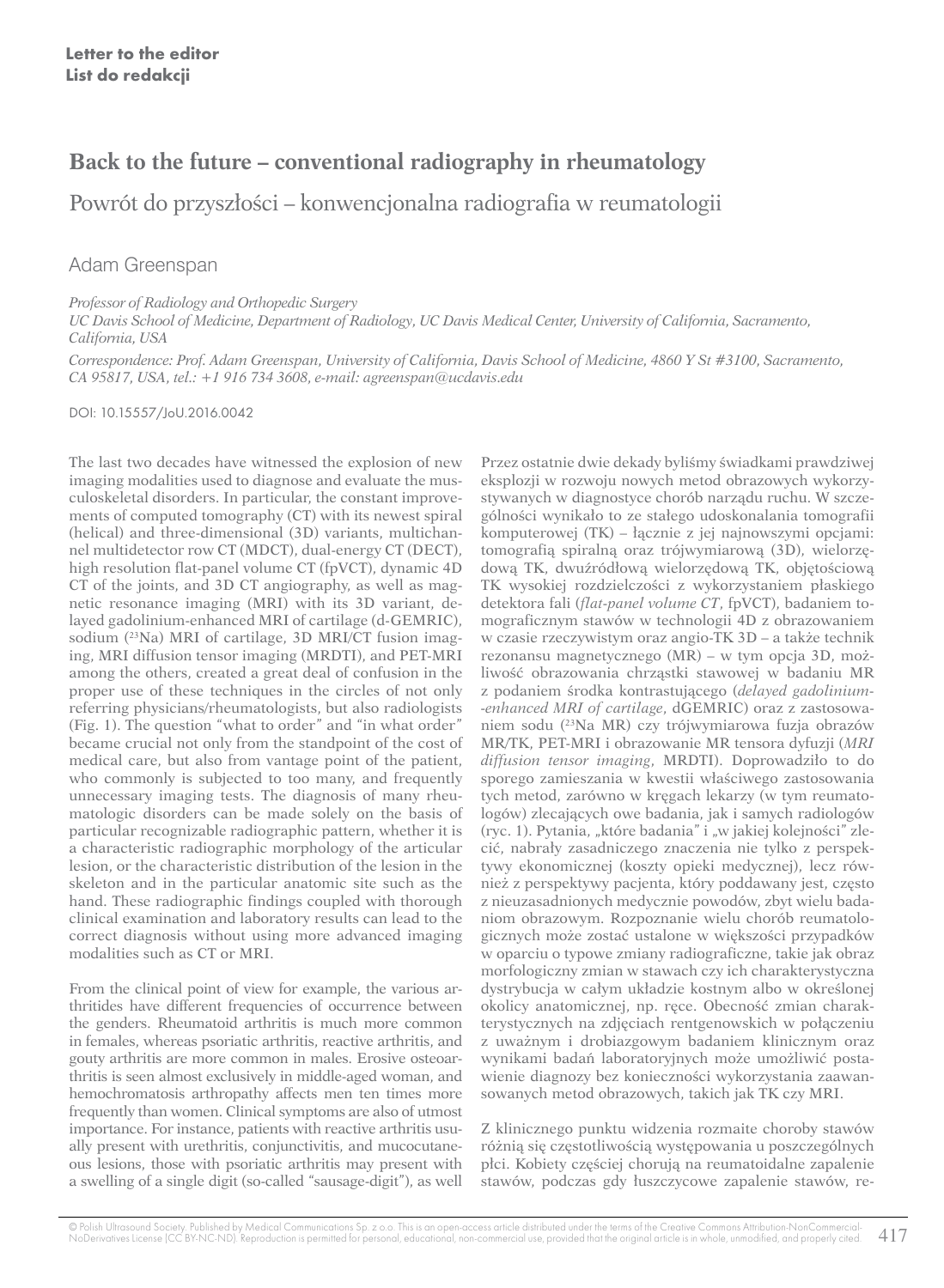**Letter to the editor**
**List do redakcji**

# Back to the future – conventional radiography in rheumatology

## Powrót do przyszłości – konwencjonalna radiografia w reumatologii

Adam Greenspan

*Professor of Radiology and Orthopedic Surgery*
*UC Davis School of Medicine, Department of Radiology, UC Davis Medical Center, University of California, Sacramento, California, USA*

*Correspondence: Prof. Adam Greenspan, University of California, Davis School of Medicine, 4860 Y St #3100, Sacramento, CA 95817, USA, tel.: +1 916 734 3608, e-mail: agreenspan@ucdavis.edu*

DOI: 10.15557/JoU.2016.0042

The last two decades have witnessed the explosion of new imaging modalities used to diagnose and evaluate the musculoskeletal disorders. In particular, the constant improvements of computed tomography (CT) with its newest spiral (helical) and three-dimensional (3D) variants, multichannel multidetector row CT (MDCT), dual-energy CT (DECT), high resolution flat-panel volume CT (fpVCT), dynamic 4D CT of the joints, and 3D CT angiography, as well as magnetic resonance imaging (MRI) with its 3D variant, delayed gadolinium-enhanced MRI of cartilage (d-GEMRIC), sodium ($^{23}$Na) MRI of cartilage, 3D MRI/CT fusion imaging, MRI diffusion tensor imaging (MRDTI), and PET-MRI among the others, created a great deal of confusion in the proper use of these techniques in the circles of not only referring physicians/rheumatologists, but also radiologists (Fig. 1). The question "what to order" and "in what order" became crucial not only from the standpoint of the cost of medical care, but also from vantage point of the patient, who commonly is subjected to too many, and frequently unnecessary imaging tests. The diagnosis of many rheumatologic disorders can be made solely on the basis of particular recognizable radiographic pattern, whether it is a characteristic radiographic morphology of the articular lesion, or the characteristic distribution of the lesion in the skeleton and in the particular anatomic site such as the hand. These radiographic findings coupled with thorough clinical examination and laboratory results can lead to the correct diagnosis without using more advanced imaging modalities such as CT or MRI.

From the clinical point of view for example, the various arthritides have different frequencies of occurrence between the genders. Rheumatoid arthritis is much more common in females, whereas psoriatic arthritis, reactive arthritis, and gouty arthritis are more common in males. Erosive osteoarthritis is seen almost exclusively in middle-aged woman, and hemochromatosis arthropathy affects men ten times more frequently than women. Clinical symptoms are also of utmost importance. For instance, patients with reactive arthritis usually present with urethritis, conjunctivitis, and mucocutaneous lesions, those with psoriatic arthritis may present with a swelling of a single digit (so-called "sausage-digit"), as well

Przez ostatnie dwie dekady byliśmy świadkami prawdziwej eksplozji w rozwoju nowych metod obrazowych wykorzystywanych w diagnostyce chorób narządu ruchu. W szczególności wynikało to ze stałego udoskonalania tomografii komputerowej (TK) – łącznie z jej najnowszymi opcjami: tomografią spiralną oraz trójwymiarową (3D), wielorzędową TK, dwuźródłową wielorzędową TK, objętościową TK wysokiej rozdzielczości z wykorzystaniem płaskiego detektora fali (*flat-panel volume CT*, fpVCT), badaniem tomograficznym stawów w technologii 4D z obrazowaniem w czasie rzeczywistym oraz angio-TK 3D – a także technik rezonansu magnetycznego (MR) – w tym opcja 3D, możliwość obrazowania chrząstki stawowej w badaniu MR z podaniem środka kontrastującego (*delayed gadolinium-enhanced MRI of cartilage*, dGEMRIC) oraz z zastosowaniem sodu ($^{23}$Na MR) czy trójwymiarowa fuzja obrazów MR/TK, PET-MRI i obrazowanie MR tensora dyfuzji (*MRI diffusion tensor imaging*, MRDTI). Doprowadziło to do sporego zamieszania w kwestii właściwego zastosowania tych metod, zarówno w kręgach lekarzy (w tym reumatologów) zlecających owe badania, jak i samych radiologów (ryc. 1). Pytania, „które badania" i „w jakiej kolejności" zlecić, nabrały zasadniczego znaczenia nie tylko z perspektywy ekonomicznej (koszty opieki medycznej), lecz również z perspektywy pacjenta, który poddawany jest, często z nieuzasadnionych medycznie powodów, zbyt wielu badaniom obrazowym. Rozpoznanie wielu chorób reumatologicznych może zostać ustalone w większości przypadków w oparciu o typowe zmiany radiograficzne, takie jak obraz morfologiczny zmian w stawach czy ich charakterystyczna dystrybucja w całym układzie kostnym albo w określonej okolicy anatomicznej, np. ręce. Obecność zmian charakterystycznych na zdjęciach rentgenowskich w połączeniu z uważnym i drobiazgowym badaniem klinicznym oraz wynikami badań laboratoryjnych może umożliwić postawienie diagnozy bez konieczności wykorzystania zaawansowanych metod obrazowych, takich jak TK czy MRI.

Z klinicznego punktu widzenia rozmaite choroby stawów różnią się częstotliwością występowania u poszczególnych płci. Kobiety częściej chorują na reumatoidalne zapalenie stawów, podczas gdy łuszczycowe zapalenie stawów, re-

© Polish Ultrasound Society. Published by Medical Communications Sp. z o.o. This is an open-access article distributed under the terms of the Creative Commons Attribution-NonCommercial-NoDerivatives License (CC BY-NC-ND). Reproduction is permitted for personal, educational, non-commercial use, provided that the original article is in whole, unmodified, and properly cited.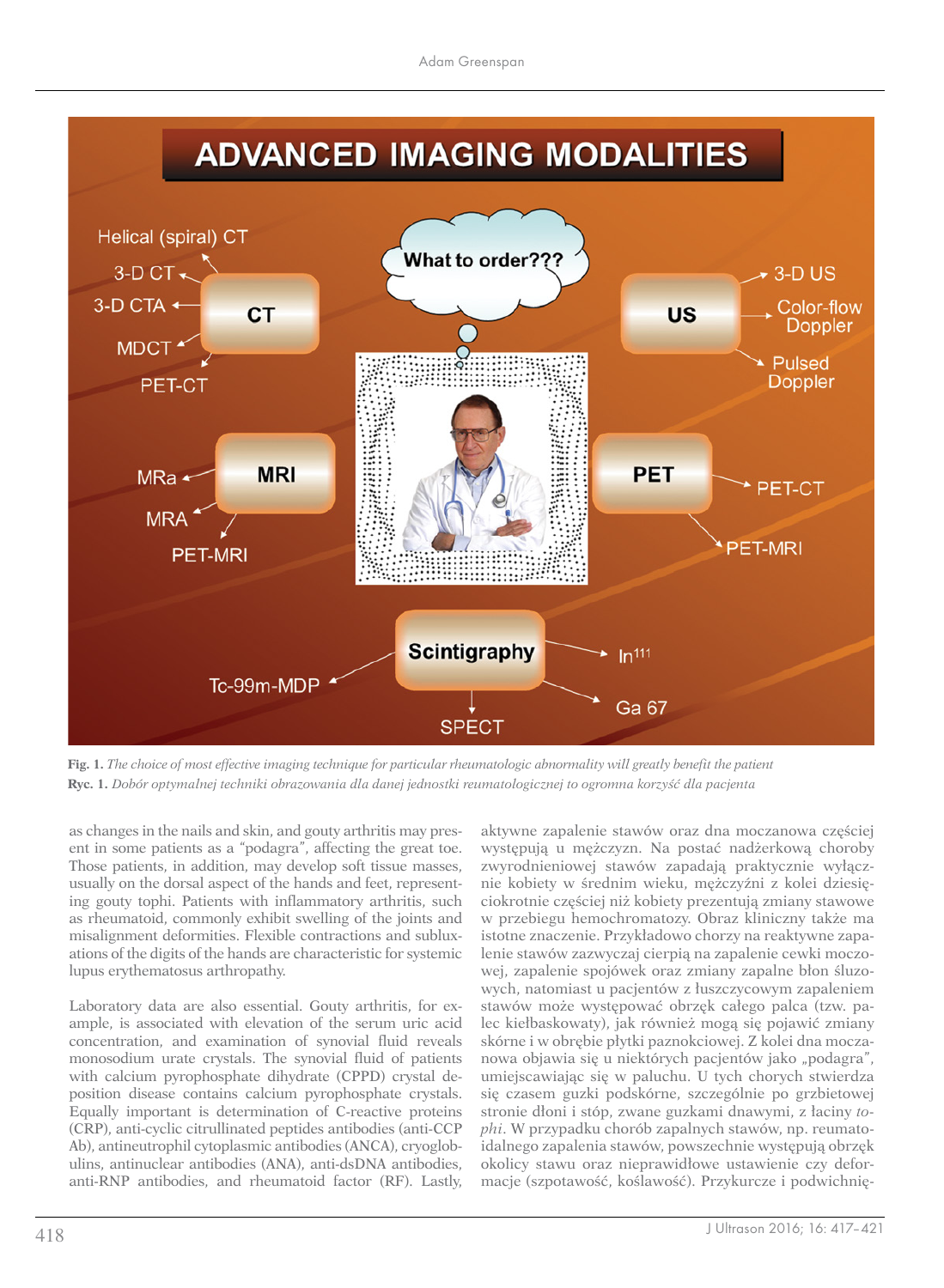**Fig. 1.** *The choice of most effective imaging technique for particular rheumatologic abnormality will greatly benefit the patient*

**Ryc. 1.** *Dobór optymalnej techniki obrazowania dla danej jednostki reumatologicznej to ogromna korzyść dla pacjenta*

as changes in the nails and skin, and gouty arthritis may present in some patients as a "podagra", affecting the great toe. Those patients, in addition, may develop soft tissue masses, usually on the dorsal aspect of the hands and feet, representing gouty tophi. Patients with inflammatory arthritis, such as rheumatoid, commonly exhibit swelling of the joints and misalignment deformities. Flexible contractions and subluxations of the digits of the hands are characteristic for systemic lupus erythematosus arthropathy.

Laboratory data are also essential. Gouty arthritis, for example, is associated with elevation of the serum uric acid concentration, and examination of synovial fluid reveals monosodium urate crystals. The synovial fluid of patients with calcium pyrophosphate dihydrate (CPPD) crystal deposition disease contains calcium pyrophosphate crystals. Equally important is determination of C-reactive proteins (CRP), anti-cyclic citrullinated peptides antibodies (anti-CCP Ab), antineutrophil cytoplasmic antibodies (ANCA), cryoglobulins, antinuclear antibodies (ANA), anti-dsDNA antibodies, anti-RNP antibodies, and rheumatoid factor (RF). Lastly,

aktywne zapalenie stawów oraz dna moczanowa częściej występują u mężczyzn. Na postać nadżerkową choroby zwyrodnieniowej stawów zapadają praktycznie wyłącznie kobiety w średnim wieku, mężczyźni z kolei dziesięciokrotnie częściej niż kobiety prezentują zmiany stawowe w przebiegu hemochromatozy. Obraz kliniczny także ma istotne znaczenie. Przykładowo chorzy na reaktywne zapalenie stawów zazwyczaj cierpią na zapalenie cewki moczowej, zapalenie spojówek oraz zmiany zapalne błon śluzowych, natomiast u pacjentów z łuszczycowym zapaleniem stawów może występować obrzęk całego palca (tzw. palec kiełbaskowaty), jak również mogą się pojawić zmiany skórne i w obrębie płytki paznokciowej. Z kolei dna moczanowa objawia się u niektórych pacjentów jako „podagra", umiejscawiając się w paluchu. U tych chorych stwierdza się czasem guzki podskórne, szczególnie po grzbietowej stronie dłoni i stóp, zwane guzkami dnawymi, z łaciny *tophi*. W przypadku chorób zapalnych stawów, np. reumatoidalnego zapalenia stawów, powszechnie występują obrzęk okolicy stawu oraz nieprawidłowe ustawienie czy deformacje (szpotawość, koślawość). Przykurcze i podwichnię-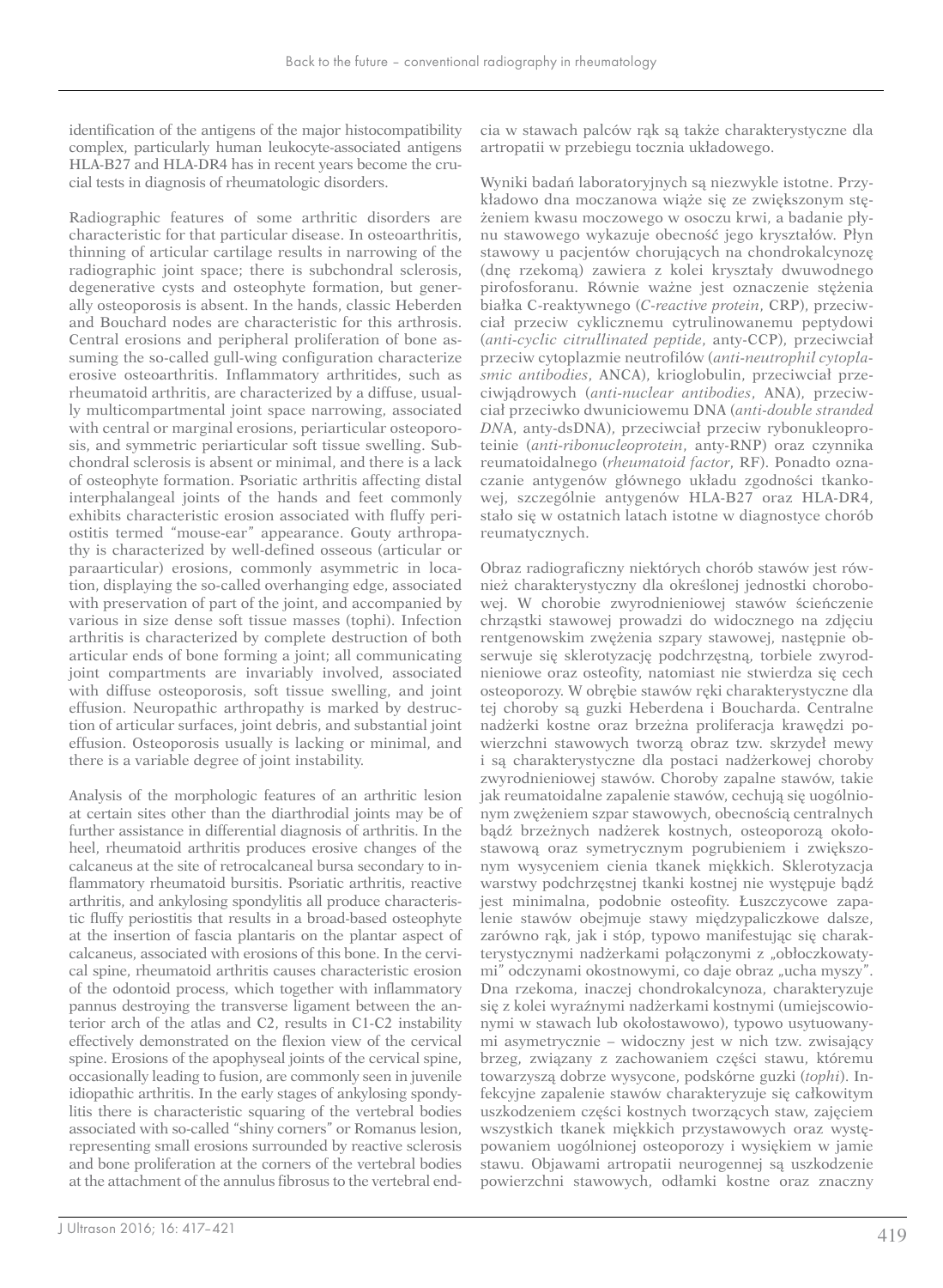identification of the antigens of the major histocompatibility complex, particularly human leukocyte-associated antigens HLA-B27 and HLA-DR4 has in recent years become the crucial tests in diagnosis of rheumatologic disorders.

Radiographic features of some arthritic disorders are characteristic for that particular disease. In osteoarthritis, thinning of articular cartilage results in narrowing of the radiographic joint space; there is subchondral sclerosis, degenerative cysts and osteophyte formation, but generally osteoporosis is absent. In the hands, classic Heberden and Bouchard nodes are characteristic for this arthrosis. Central erosions and peripheral proliferation of bone assuming the so-called gull-wing configuration characterize erosive osteoarthritis. Inflammatory arthritides, such as rheumatoid arthritis, are characterized by a diffuse, usually multicompartmental joint space narrowing, associated with central or marginal erosions, periarticular osteoporosis, and symmetric periarticular soft tissue swelling. Subchondral sclerosis is absent or minimal, and there is a lack of osteophyte formation. Psoriatic arthritis affecting distal interphalangeal joints of the hands and feet commonly exhibits characteristic erosion associated with fluffy periostitis termed "mouse-ear" appearance. Gouty arthropathy is characterized by well-defined osseous (articular or paraarticular) erosions, commonly asymmetric in location, displaying the so-called overhanging edge, associated with preservation of part of the joint, and accompanied by various in size dense soft tissue masses (tophi). Infection arthritis is characterized by complete destruction of both articular ends of bone forming a joint; all communicating joint compartments are invariably involved, associated with diffuse osteoporosis, soft tissue swelling, and joint effusion. Neuropathic arthropathy is marked by destruction of articular surfaces, joint debris, and substantial joint effusion. Osteoporosis usually is lacking or minimal, and there is a variable degree of joint instability.

Analysis of the morphologic features of an arthritic lesion at certain sites other than the diarthrodial joints may be of further assistance in differential diagnosis of arthritis. In the heel, rheumatoid arthritis produces erosive changes of the calcaneus at the site of retrocalcaneal bursa secondary to inflammatory rheumatoid bursitis. Psoriatic arthritis, reactive arthritis, and ankylosing spondylitis all produce characteristic fluffy periostitis that results in a broad-based osteophyte at the insertion of fascia plantaris on the plantar aspect of calcaneus, associated with erosions of this bone. In the cervical spine, rheumatoid arthritis causes characteristic erosion of the odontoid process, which together with inflammatory pannus destroying the transverse ligament between the anterior arch of the atlas and C2, results in C1-C2 instability effectively demonstrated on the flexion view of the cervical spine. Erosions of the apophyseal joints of the cervical spine, occasionally leading to fusion, are commonly seen in juvenile idiopathic arthritis. In the early stages of ankylosing spondylitis there is characteristic squaring of the vertebral bodies associated with so-called "shiny corners" or Romanus lesion, representing small erosions surrounded by reactive sclerosis and bone proliferation at the corners of the vertebral bodies at the attachment of the annulus fibrosus to the vertebral end-

cia w stawach palców rąk są także charakterystyczne dla artropatii w przebiegu tocznia układowego.

Wyniki badań laboratoryjnych są niezwykle istotne. Przykładowo dna moczanowa wiąże się ze zwiększonym stężeniem kwasu moczowego w osoczu krwi, a badanie płynu stawowego wykazuje obecność jego kryształów. Płyn stawowy u pacjentów chorujących na chondrokalcynozę (dnę rzekomą) zawiera z kolei kryształy dwuwodnego pirofosforanu. Równie ważne jest oznaczenie stężenia białka C-reaktywnego (*C-reactive protein*, CRP), przeciwciał przeciw cyklicznemu cytrulinowanemu peptydowi (*anti-cyclic citrullinated peptide*, anty-CCP), przeciwciał przeciw cytoplazmie neutrofilów (*anti-neutrophil cytoplasmic antibodies*, ANCA), krioglobulin, przeciwciał przeciwjądrowych (*anti-nuclear antibodies*, ANA), przeciwciał przeciwko dwuniciowemu DNA (*anti-double stranded DNA*, anty-dsDNA), przeciwciał przeciw rybonukleoproteinie (*anti-ribonucleoprotein*, anty-RNP) oraz czynnika reumatoidalnego (*rheumatoid factor*, RF). Ponadto oznaczanie antygenów głównego układu zgodności tkankowej, szczególnie antygenów HLA-B27 oraz HLA-DR4, stało się w ostatnich latach istotne w diagnostyce chorób reumatycznych.

Obraz radiograficzny niektórych chorób stawów jest również charakterystyczny dla określonej jednostki chorobowej. W chorobie zwyrodnieniowej stawów ścieńczenie chrząstki stawowej prowadzi do widocznego na zdjęciu rentgenowskim zwężenia szpary stawowej, następnie obserwuje się sklerotyzację podchrzęstną, torbiele zwyrodnieniowe oraz osteofity, natomiast nie stwierdza się cech osteoporozy. W obrębie stawów ręki charakterystyczne dla tej choroby są guzki Heberdena i Boucharda. Centralne nadżerki kostne oraz brzeżna proliferacja krawędzi powierzchni stawowych tworzą obraz tzw. skrzydeł mewy i są charakterystyczne dla postaci nadżerkowej choroby zwyrodnieniowej stawów. Choroby zapalne stawów, takie jak reumatoidalne zapalenie stawów, cechują się uogólnionym zwężeniem szpar stawowych, obecnością centralnych bądź brzeżnych nadżerek kostnych, osteoporozą okołostawową oraz symetrycznym pogrubieniem i zwiększonym wysyceniem cienia tkanek miękkich. Sklerotyzacja warstwy podchrzęstnej tkanki kostnej nie występuje bądź jest minimalna, podobnie osteofity. Łuszczycowe zapalenie stawów obejmuje stawy międzypaliczkowe dalsze, zarówno rąk, jak i stóp, typowo manifestując się charakterystycznymi nadżerkami połączonymi z „obłoczkowatymi" odczynami okostnowymi, co daje obraz „ucha myszy". Dna rzekoma, inaczej chondrokalcynoza, charakteryzuje się z kolei wyraźnymi nadżerkami kostnymi (umiejscowionymi w stawach lub okołostawowo), typowo usytuowanymi asymetrycznie – widoczny jest w nich tzw. zwisający brzeg, związany z zachowaniem części stawu, któremu towarzyszą dobrze wysycone, podskórne guzki (*tophi*). Infekcyjne zapalenie stawów charakteryzuje się całkowitym uszkodzeniem części kostnych tworzących staw, zajęciem wszystkich tkanek miękkich przystawowych oraz występowaniem uogólnionej osteoporozy i wysiękiem w jamie stawu. Objawami artropatii neurogennej są uszkodzenie powierzchni stawowych, odłamki kostne oraz znaczny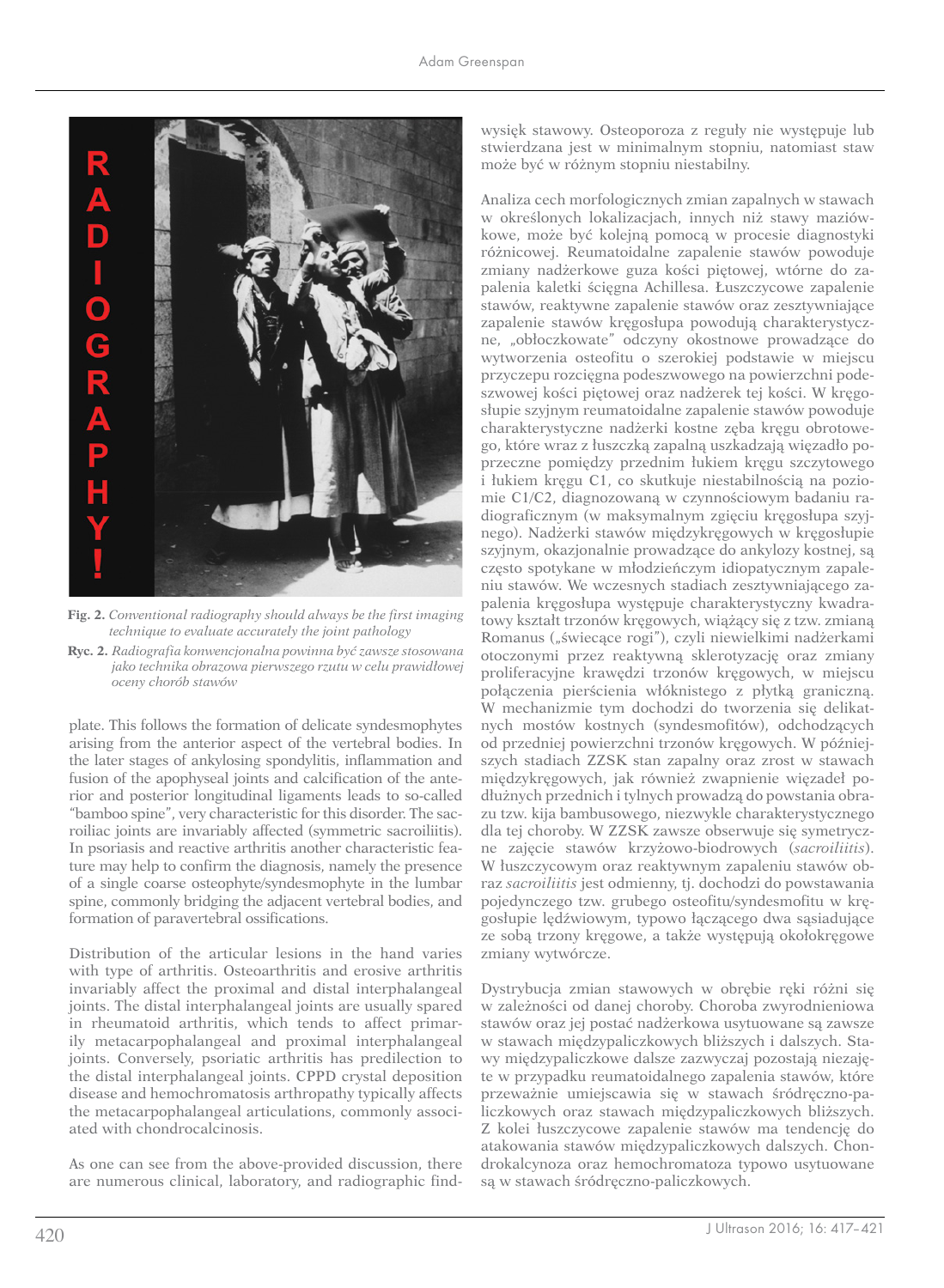**Fig. 2.** *Conventional radiography should always be the first imaging technique to evaluate accurately the joint pathology*

**Ryc. 2.** *Radiografia konwencjonalna powinna być zawsze stosowana jako technika obrazowa pierwszego rzutu w celu prawidłowej oceny chorób stawów*

plate. This follows the formation of delicate syndesmophytes arising from the anterior aspect of the vertebral bodies. In the later stages of ankylosing spondylitis, inflammation and fusion of the apophyseal joints and calcification of the anterior and posterior longitudinal ligaments leads to so-called "bamboo spine", very characteristic for this disorder. The sacroiliac joints are invariably affected (symmetric sacroiliitis). In psoriasis and reactive arthritis another characteristic feature may help to confirm the diagnosis, namely the presence of a single coarse osteophyte/syndesmophyte in the lumbar spine, commonly bridging the adjacent vertebral bodies, and formation of paravertebral ossifications.

Distribution of the articular lesions in the hand varies with type of arthritis. Osteoarthritis and erosive arthritis invariably affect the proximal and distal interphalangeal joints. The distal interphalangeal joints are usually spared in rheumatoid arthritis, which tends to affect primarily metacarpophalangeal and proximal interphalangeal joints. Conversely, psoriatic arthritis has predilection to the distal interphalangeal joints. CPPD crystal deposition disease and hemochromatosis arthropathy typically affects the metacarpophalangeal articulations, commonly associated with chondrocalcinosis.

As one can see from the above-provided discussion, there are numerous clinical, laboratory, and radiographic find-

wysięk stawowy. Osteoporoza z reguły nie występuje lub stwierdzana jest w minimalnym stopniu, natomiast staw może być w różnym stopniu niestabilny.

Analiza cech morfologicznych zmian zapalnych w stawach w określonych lokalizacjach, innych niż stawy maziówkowe, może być kolejną pomocą w procesie diagnostyki różnicowej. Reumatoidalne zapalenie stawów powoduje zmiany nadżerkowe guza kości piętowej, wtórne do zapalenia kaletki ścięgna Achillesa. Łuszczycowe zapalenie stawów, reaktywne zapalenie stawów oraz zesztywniające zapalenie stawów kręgosłupa powodują charakterystyczne, „obłoczkowate" odczyny okostnowe prowadzące do wytworzenia osteofitu o szerokiej podstawie w miejscu przyczepu rozcięgna podeszwowego na powierzchni podeszwowej kości piętowej oraz nadżerek tej kości. W kręgosłupie szyjnym reumatoidalne zapalenie stawów powoduje charakterystyczne nadżerki kostne zęba kręgu obrotowego, które wraz z łuszczką zapalną uszkadzają więzadło poprzeczne pomiędzy przednim łukiem kręgu szczytowego i łukiem kręgu C1, co skutkuje niestabilnością na poziomie C1/C2, diagnozowaną w czynnościowym badaniu radiograficznym (w maksymalnym zgięciu kręgosłupa szyjnego). Nadżerki stawów międzykręgowych w kręgosłupie szyjnym, okazjonalnie prowadzące do ankylozy kostnej, są często spotykane w młodzieńczym idiopatycznym zapaleniu stawów. We wczesnych stadiach zesztywniającego zapalenia kręgosłupa występuje charakterystyczny kwadratowy kształt trzonów kręgowych, wiążący się z tzw. zmianą Romanus („świecące rogi"), czyli niewielkimi nadżerkami otoczonymi przez reaktywną sklerotyzację oraz zmiany proliferacyjne krawędzi trzonów kręgowych, w miejscu połączenia pierścienia włóknistego z płytką graniczną. W mechanizmie tym dochodzi do tworzenia się delikatnych mostów kostnych (syndesmofitów), odchodzących od przedniej powierzchni trzonów kręgowych. W późniejszych stadiach ZZSK stan zapalny oraz zrost w stawach międzykręgowych, jak również zwapnienie więzadeł podłużnych przednich i tylnych prowadzą do powstania obrazu tzw. kija bambusowego, niezwykle charakterystycznego dla tej choroby. W ZZSK zawsze obserwuje się symetryczne zajęcie stawów krzyżowo-biodrowych (*sacroiliitis*). W łuszczycowym oraz reaktywnym zapaleniu stawów obraz *sacroiliitis* jest odmienny, tj. dochodzi do powstawania pojedynczego tzw. grubego osteofitu/syndesmofitu w kręgosłupie lędźwiowym, typowo łączącego dwa sąsiadujące ze sobą trzony kręgowe, a także występują okołokręgowe zmiany wytwórcze.

Dystrybucja zmian stawowych w obrębie ręki różni się w zależności od danej choroby. Choroba zwyrodnieniowa stawów oraz jej postać nadżerkowa usytuowane są zawsze w stawach międzypaliczkowych bliższych i dalszych. Stawy międzypaliczkowe dalsze zazwyczaj pozostają niezajęte w przypadku reumatoidalnego zapalenia stawów, które przeważnie umiejscawia się w stawach śródręczno-paliczkowych oraz stawach międzypaliczkowych bliższych. Z kolei łuszczycowe zapalenie stawów ma tendencję do atakowania stawów międzypaliczkowych dalszych. Chondrokalcynoza oraz hemochromatoza typowo usytuowane są w stawach śródręczno-paliczkowych.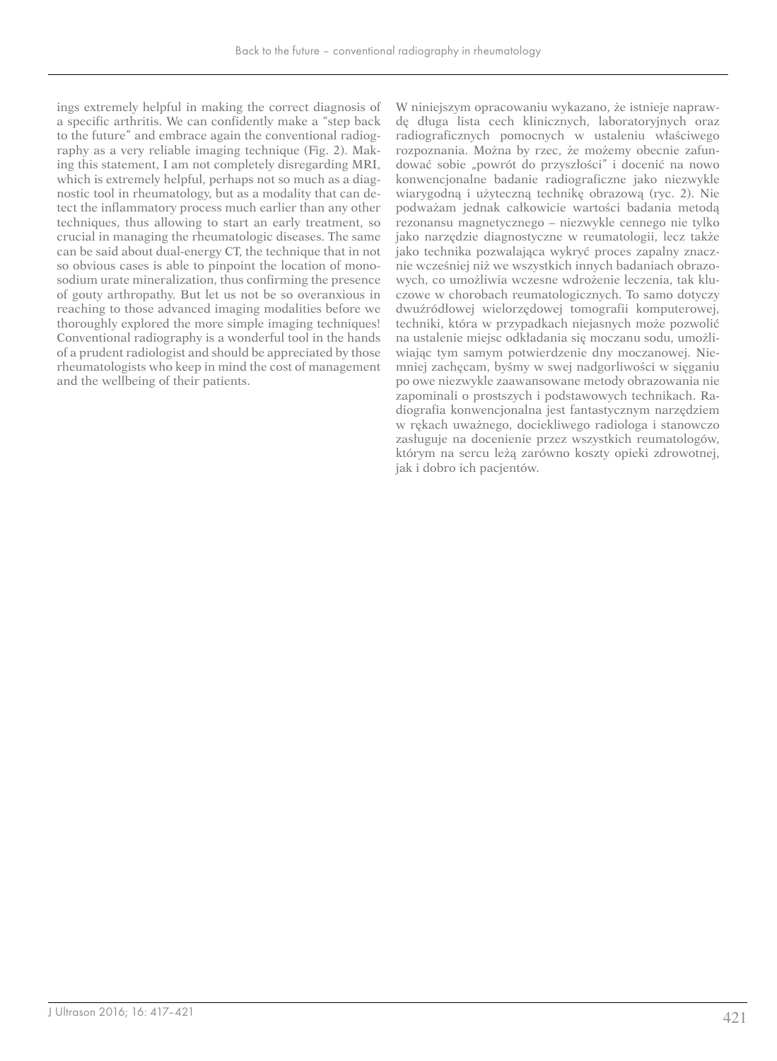ings extremely helpful in making the correct diagnosis of a specific arthritis. We can confidently make a "step back to the future" and embrace again the conventional radiography as a very reliable imaging technique (Fig. 2). Making this statement, I am not completely disregarding MRI, which is extremely helpful, perhaps not so much as a diagnostic tool in rheumatology, but as a modality that can detect the inflammatory process much earlier than any other techniques, thus allowing to start an early treatment, so crucial in managing the rheumatologic diseases. The same can be said about dual-energy CT, the technique that in not so obvious cases is able to pinpoint the location of monosodium urate mineralization, thus confirming the presence of gouty arthropathy. But let us not be so overanxious in reaching to those advanced imaging modalities before we thoroughly explored the more simple imaging techniques! Conventional radiography is a wonderful tool in the hands of a prudent radiologist and should be appreciated by those rheumatologists who keep in mind the cost of management and the wellbeing of their patients.

W niniejszym opracowaniu wykazano, że istnieje naprawdę długa lista cech klinicznych, laboratoryjnych oraz radiograficznych pomocnych w ustaleniu właściwego rozpoznania. Można by rzec, że możemy obecnie zafundować sobie „powrót do przyszłości" i docenić na nowo konwencjonalne badanie radiograficzne jako niezwykle wiarygodną i użyteczną technikę obrazową (ryc. 2). Nie podważam jednak całkowicie wartości badania metodą rezonansu magnetycznego – niezwykle cennego nie tylko jako narzędzie diagnostyczne w reumatologii, lecz także jako technika pozwalająca wykryć proces zapalny znacznie wcześniej niż we wszystkich innych badaniach obrazowych, co umożliwia wczesne wdrożenie leczenia, tak kluczowe w chorobach reumatologicznych. To samo dotyczy dwuźródłowej wielorzędowej tomografii komputerowej, techniki, która w przypadkach niejasnych może pozwolić na ustalenie miejsc odkładania się moczanu sodu, umożliwiając tym samym potwierdzenie dny moczanowej. Niemniej zachęcam, byśmy w swej nadgorliwości w sięganiu po owe niezwykle zaawansowane metody obrazowania nie zapominali o prostszych i podstawowych technikach. Radiografia konwencjonalna jest fantastycznym narzędziem w rękach uważnego, dociekliwego radiologa i stanowczo zasługuje na docenienie przez wszystkich reumatologów, którym na sercu leżą zarówno koszty opieki zdrowotnej, jak i dobro ich pacjentów.